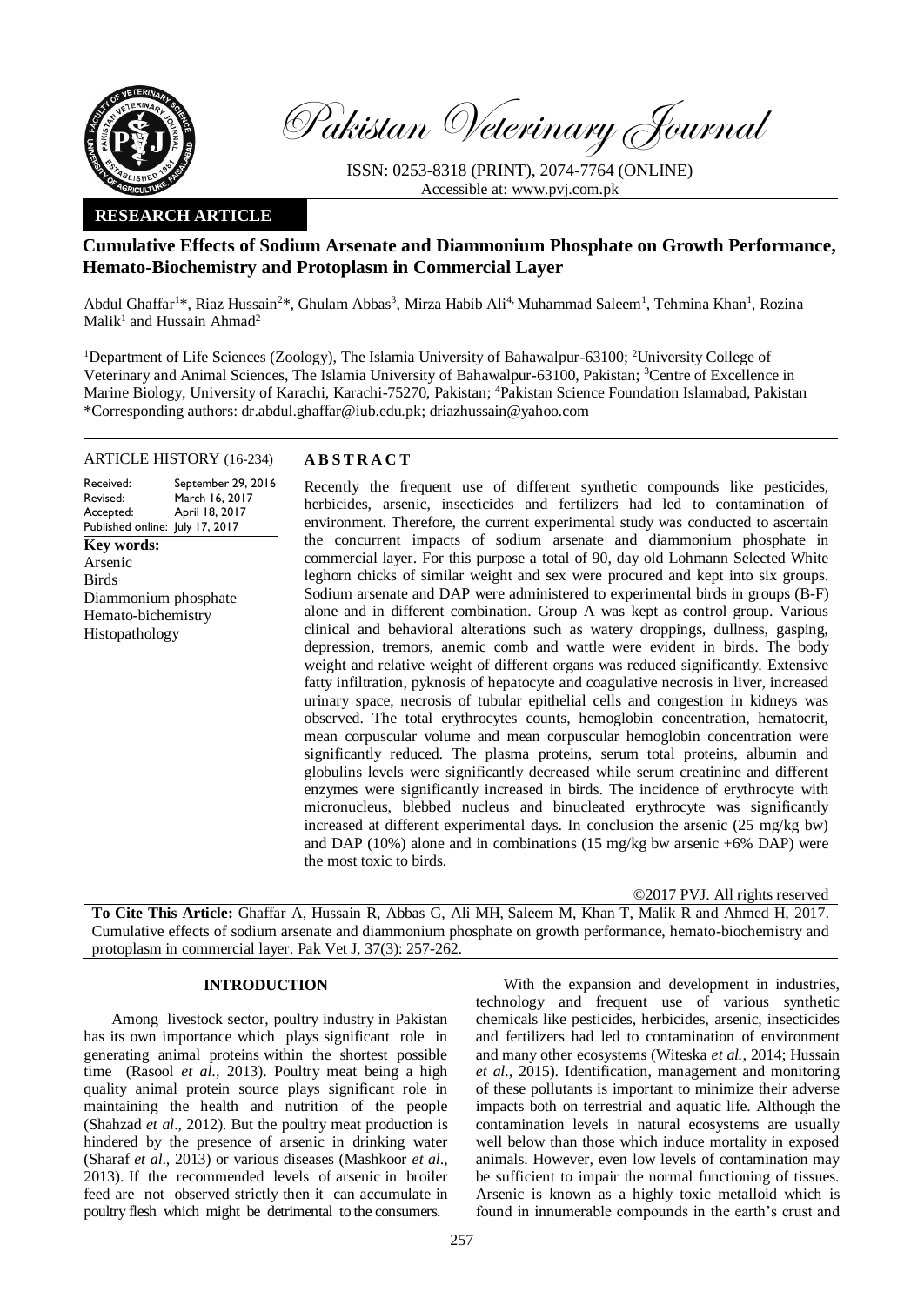Pakistan Veterinary Journal

ISSN: 0253-8318 (PRINT), 2074-7764 (ONLINE)
Accessible at: www.pvj.com.pk

**RESEARCH ARTICLE**

# Cumulative Effects of Sodium Arsenate and Diammonium Phosphate on Growth Performance, Hemato-Biochemistry and Protoplasm in Commercial Layer

Abdul Ghaffar[1]*, Riaz Hussain[2]*, Ghulam Abbas[3], Mirza Habib Ali[4], Muhammad Saleem[1], Tehmina Khan[1], Rozina Malik[1] and Hussain Ahmad[2]

[1]Department of Life Sciences (Zoology), The Islamia University of Bahawalpur-63100; [2]University College of Veterinary and Animal Sciences, The Islamia University of Bahawalpur-63100, Pakistan; [3]Centre of Excellence in Marine Biology, University of Karachi, Karachi-75270, Pakistan; [4]Pakistan Science Foundation Islamabad, Pakistan
*Corresponding authors: dr.abdul.ghaffar@iub.edu.pk; driazhussain@yahoo.com

**ARTICLE HISTORY** (16-234)

Received: September 29, 2016
Revised: March 16, 2017
Accepted: April 18, 2017
Published online: July 17, 2017

**Key words:**
Arsenic
Birds
Diammonium phosphate
Hemato-bichemistry
Histopathology

## ABSTRACT

Recently the frequent use of different synthetic compounds like pesticides, herbicides, arsenic, insecticides and fertilizers had led to contamination of environment. Therefore, the current experimental study was conducted to ascertain the concurrent impacts of sodium arsenate and diammonium phosphate in commercial layer. For this purpose a total of 90, day old Lohmann Selected White leghorn chicks of similar weight and sex were procured and kept into six groups. Sodium arsenate and DAP were administered to experimental birds in groups (B-F) alone and in different combination. Group A was kept as control group. Various clinical and behavioral alterations such as watery droppings, dullness, gasping, depression, tremors, anemic comb and wattle were evident in birds. The body weight and relative weight of different organs was reduced significantly. Extensive fatty infiltration, pyknosis of hepatocyte and coagulative necrosis in liver, increased urinary space, necrosis of tubular epithelial cells and congestion in kidneys was observed. The total erythrocytes counts, hemoglobin concentration, hematocrit, mean corpuscular volume and mean corpuscular hemoglobin concentration were significantly reduced. The plasma proteins, serum total proteins, albumin and globulins levels were significantly decreased while serum creatinine and different enzymes were significantly increased in birds. The incidence of erythrocyte with micronucleus, blebbed nucleus and binucleated erythrocyte was significantly increased at different experimental days. In conclusion the arsenic (25 mg/kg bw) and DAP (10%) alone and in combinations (15 mg/kg bw arsenic +6% DAP) were the most toxic to birds.

©2017 PVJ. All rights reserved

**To Cite This Article:** Ghaffar A, Hussain R, Abbas G, Ali MH, Saleem M, Khan T, Malik R and Ahmed H, 2017. Cumulative effects of sodium arsenate and diammonium phosphate on growth performance, hemato-biochemistry and protoplasm in commercial layer. Pak Vet J, 37(3): 257-262.

## INTRODUCTION

Among livestock sector, poultry industry in Pakistan has its own importance which plays significant role in generating animal proteins within the shortest possible time (Rasool *et al*., 2013). Poultry meat being a high quality animal protein source plays significant role in maintaining the health and nutrition of the people (Shahzad *et al*., 2012). But the poultry meat production is hindered by the presence of arsenic in drinking water (Sharaf *et al*., 2013) or various diseases (Mashkoor *et al*., 2013). If the recommended levels of arsenic in broiler feed are not observed strictly then it can accumulate in poultry flesh which might be detrimental to the consumers.

With the expansion and development in industries, technology and frequent use of various synthetic chemicals like pesticides, herbicides, arsenic, insecticides and fertilizers had led to contamination of environment and many other ecosystems (Witeska *et al.,* 2014; Hussain *et al*., 2015). Identification, management and monitoring of these pollutants is important to minimize their adverse impacts both on terrestrial and aquatic life. Although the contamination levels in natural ecosystems are usually well below than those which induce mortality in exposed animals. However, even low levels of contamination may be sufficient to impair the normal functioning of tissues. Arsenic is known as a highly toxic metalloid which is found in innumerable compounds in the earth's crust and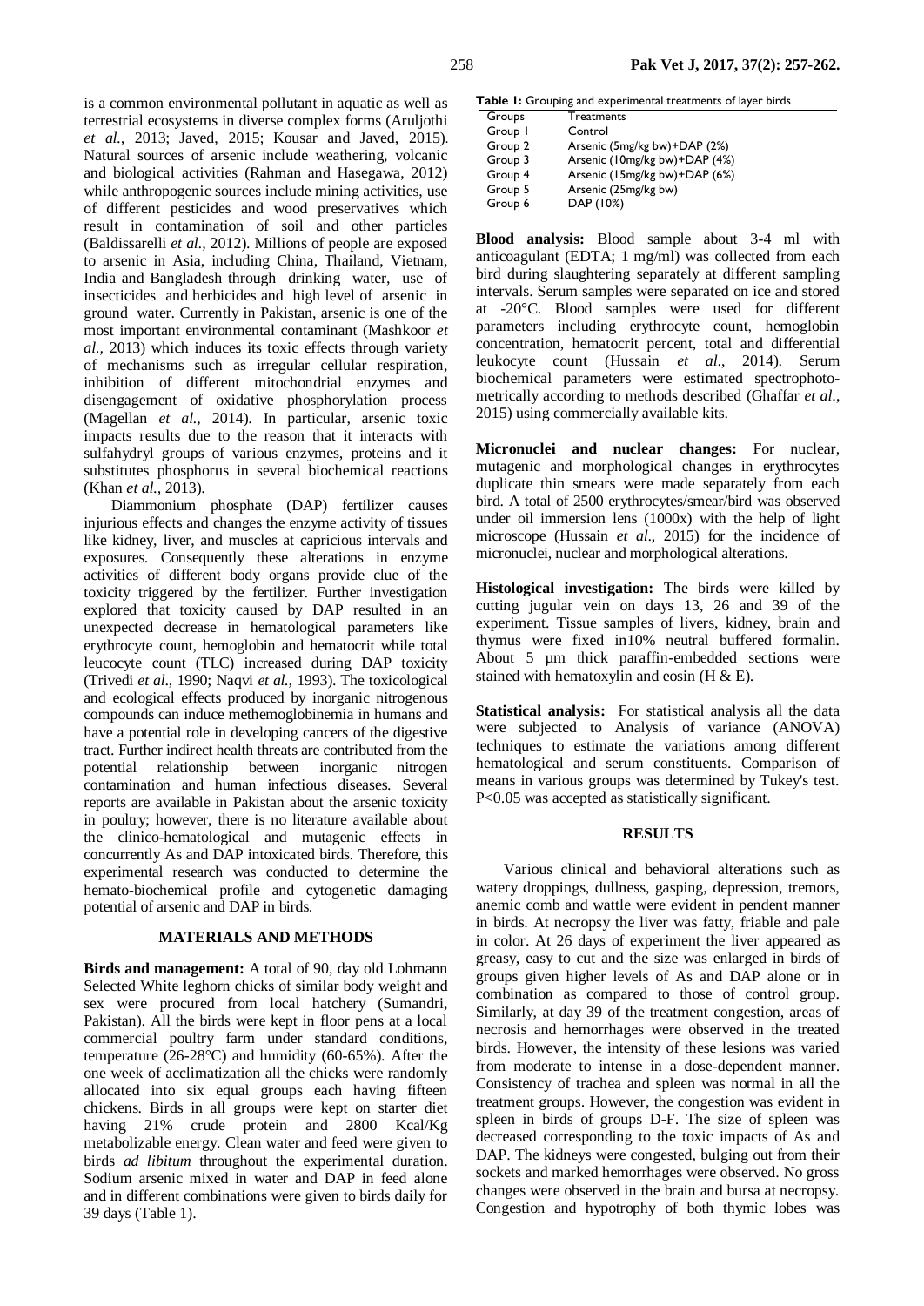is a common environmental pollutant in aquatic as well as terrestrial ecosystems in diverse complex forms (Aruljothi *et al.,* 2013; Javed, 2015; Kousar and Javed, 2015). Natural sources of arsenic include weathering, volcanic and biological activities (Rahman and Hasegawa, 2012) while anthropogenic sources include mining activities, use of different pesticides and wood preservatives which result in contamination of soil and other particles (Baldissarelli *et al.,* 2012). Millions of people are exposed to arsenic in Asia, including China, Thailand, Vietnam, India and Bangladesh through drinking water, use of insecticides and herbicides and high level of arsenic in ground water. Currently in Pakistan, arsenic is one of the most important environmental contaminant (Mashkoor *et al.,* 2013) which induces its toxic effects through variety of mechanisms such as irregular cellular respiration, inhibition of different mitochondrial enzymes and disengagement of oxidative phosphorylation process (Magellan *et al.,* 2014). In particular, arsenic toxic impacts results due to the reason that it interacts with sulfahydryl groups of various enzymes, proteins and it substitutes phosphorus in several biochemical reactions (Khan *et al.,* 2013).

Diammonium phosphate (DAP) fertilizer causes injurious effects and changes the enzyme activity of tissues like kidney, liver, and muscles at capricious intervals and exposures. Consequently these alterations in enzyme activities of different body organs provide clue of the toxicity triggered by the fertilizer. Further investigation explored that toxicity caused by DAP resulted in an unexpected decrease in hematological parameters like erythrocyte count, hemoglobin and hematocrit while total leucocyte count (TLC) increased during DAP toxicity (Trivedi *et al*., 1990; Naqvi *et al.,* 1993). The toxicological and ecological effects produced by inorganic nitrogenous compounds can induce methemoglobinemia in humans and have a potential role in developing cancers of the digestive tract. Further indirect health threats are contributed from the potential relationship between inorganic nitrogen contamination and human infectious diseases. Several reports are available in Pakistan about the arsenic toxicity in poultry; however, there is no literature available about the clinico-hematological and mutagenic effects in concurrently As and DAP intoxicated birds. Therefore, this experimental research was conducted to determine the hemato-biochemical profile and cytogenetic damaging potential of arsenic and DAP in birds.

## MATERIALS AND METHODS

**Birds and management:** A total of 90, day old Lohmann Selected White leghorn chicks of similar body weight and sex were procured from local hatchery (Sumandri, Pakistan). All the birds were kept in floor pens at a local commercial poultry farm under standard conditions, temperature (26-28°C) and humidity (60-65%). After the one week of acclimatization all the chicks were randomly allocated into six equal groups each having fifteen chickens. Birds in all groups were kept on starter diet having 21% crude protein and 2800 Kcal/Kg metabolizable energy. Clean water and feed were given to birds *ad libitum* throughout the experimental duration. Sodium arsenic mixed in water and DAP in feed alone and in different combinations were given to birds daily for 39 days (Table 1).

**Table 1:** Grouping and experimental treatments of layer birds

| Groups | Treatments |
|---|---|
| Group 1 | Control |
| Group 2 | Arsenic (5mg/kg bw)+DAP (2%) |
| Group 3 | Arsenic (10mg/kg bw)+DAP (4%) |
| Group 4 | Arsenic (15mg/kg bw)+DAP (6%) |
| Group 5 | Arsenic (25mg/kg bw) |
| Group 6 | DAP (10%) |

**Blood analysis:** Blood sample about 3-4 ml with anticoagulant (EDTA; 1 mg/ml) was collected from each bird during slaughtering separately at different sampling intervals. Serum samples were separated on ice and stored at -20°C. Blood samples were used for different parameters including erythrocyte count, hemoglobin concentration, hematocrit percent, total and differential leukocyte count (Hussain *et al*., 2014). Serum biochemical parameters were estimated spectrophotometrically according to methods described (Ghaffar *et al.,* 2015) using commercially available kits.

**Micronuclei and nuclear changes:** For nuclear, mutagenic and morphological changes in erythrocytes duplicate thin smears were made separately from each bird. A total of 2500 erythrocytes/smear/bird was observed under oil immersion lens (1000x) with the help of light microscope (Hussain *et al*., 2015) for the incidence of micronuclei, nuclear and morphological alterations.

**Histological investigation:** The birds were killed by cutting jugular vein on days 13, 26 and 39 of the experiment. Tissue samples of livers, kidney, brain and thymus were fixed in10% neutral buffered formalin. About 5 µm thick paraffin-embedded sections were stained with hematoxylin and eosin (H & E).

**Statistical analysis:** For statistical analysis all the data were subjected to Analysis of variance (ANOVA) techniques to estimate the variations among different hematological and serum constituents. Comparison of means in various groups was determined by Tukey's test. $P<0.05$ was accepted as statistically significant.

## RESULTS

Various clinical and behavioral alterations such as watery droppings, dullness, gasping, depression, tremors, anemic comb and wattle were evident in pendent manner in birds. At necropsy the liver was fatty, friable and pale in color. At 26 days of experiment the liver appeared as greasy, easy to cut and the size was enlarged in birds of groups given higher levels of As and DAP alone or in combination as compared to those of control group. Similarly, at day 39 of the treatment congestion, areas of necrosis and hemorrhages were observed in the treated birds. However, the intensity of these lesions was varied from moderate to intense in a dose-dependent manner. Consistency of trachea and spleen was normal in all the treatment groups. However, the congestion was evident in spleen in birds of groups D-F. The size of spleen was decreased corresponding to the toxic impacts of As and DAP. The kidneys were congested, bulging out from their sockets and marked hemorrhages were observed. No gross changes were observed in the brain and bursa at necropsy. Congestion and hypotrophy of both thymic lobes was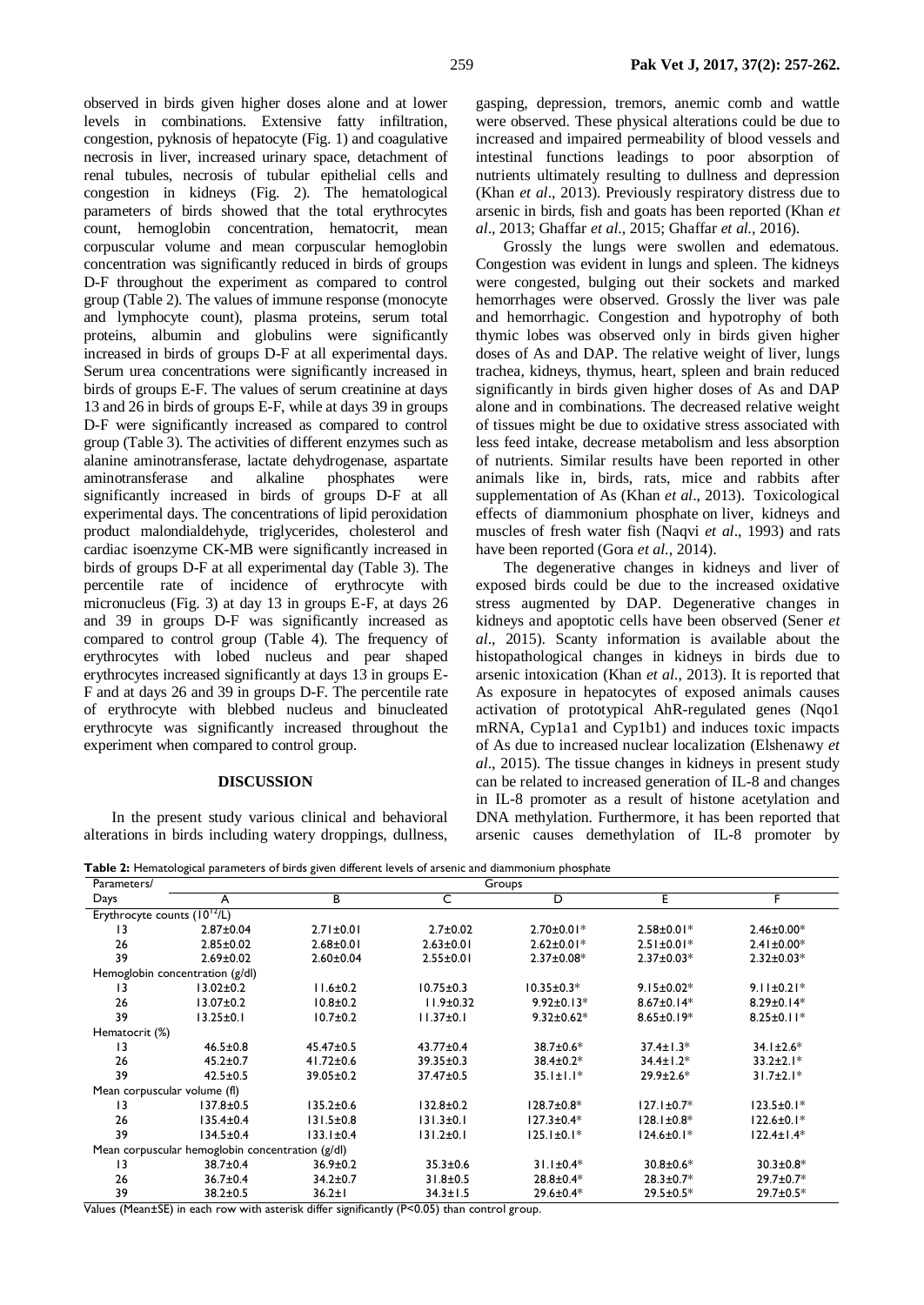observed in birds given higher doses alone and at lower levels in combinations. Extensive fatty infiltration, congestion, pyknosis of hepatocyte (Fig. 1) and coagulative necrosis in liver, increased urinary space, detachment of renal tubules, necrosis of tubular epithelial cells and congestion in kidneys (Fig. 2). The hematological parameters of birds showed that the total erythrocytes count, hemoglobin concentration, hematocrit, mean corpuscular volume and mean corpuscular hemoglobin concentration was significantly reduced in birds of groups D-F throughout the experiment as compared to control group (Table 2). The values of immune response (monocyte and lymphocyte count), plasma proteins, serum total proteins, albumin and globulins were significantly increased in birds of groups D-F at all experimental days. Serum urea concentrations were significantly increased in birds of groups E-F. The values of serum creatinine at days 13 and 26 in birds of groups E-F, while at days 39 in groups D-F were significantly increased as compared to control group (Table 3). The activities of different enzymes such as alanine aminotransferase, lactate dehydrogenase, aspartate aminotransferase and alkaline phosphates were significantly increased in birds of groups D-F at all experimental days. The concentrations of lipid peroxidation product malondialdehyde, triglycerides, cholesterol and cardiac isoenzyme CK-MB were significantly increased in birds of groups D-F at all experimental day (Table 3). The percentile rate of incidence of erythrocyte with micronucleus (Fig. 3) at day 13 in groups E-F, at days 26 and 39 in groups D-F was significantly increased as compared to control group (Table 4). The frequency of erythrocytes with lobed nucleus and pear shaped erythrocytes increased significantly at days 13 in groups E-F and at days 26 and 39 in groups D-F. The percentile rate of erythrocyte with blebbed nucleus and binucleated erythrocyte was significantly increased throughout the experiment when compared to control group.

## DISCUSSION

In the present study various clinical and behavioral alterations in birds including watery droppings, dullness, gasping, depression, tremors, anemic comb and wattle were observed. These physical alterations could be due to increased and impaired permeability of blood vessels and intestinal functions leadings to poor absorption of nutrients ultimately resulting to dullness and depression (Khan *et al*., 2013). Previously respiratory distress due to arsenic in birds, fish and goats has been reported (Khan *et al*., 2013; Ghaffar *et al*., 2015; Ghaffar *et al*., 2016).

Grossly the lungs were swollen and edematous. Congestion was evident in lungs and spleen. The kidneys were congested, bulging out their sockets and marked hemorrhages were observed. Grossly the liver was pale and hemorrhagic. Congestion and hypotrophy of both thymic lobes was observed only in birds given higher doses of As and DAP. The relative weight of liver, lungs trachea, kidneys, thymus, heart, spleen and brain reduced significantly in birds given higher doses of As and DAP alone and in combinations. The decreased relative weight of tissues might be due to oxidative stress associated with less feed intake, decrease metabolism and less absorption of nutrients. Similar results have been reported in other animals like in, birds, rats, mice and rabbits after supplementation of As (Khan *et al*., 2013). Toxicological effects of diammonium phosphate on liver, kidneys and muscles of fresh water fish (Naqvi *et al*., 1993) and rats have been reported (Gora *et al*., 2014).

The degenerative changes in kidneys and liver of exposed birds could be due to the increased oxidative stress augmented by DAP. Degenerative changes in kidneys and apoptotic cells have been observed (Sener *et al*., 2015). Scanty information is available about the histopathological changes in kidneys in birds due to arsenic intoxication (Khan *et al*., 2013). It is reported that As exposure in hepatocytes of exposed animals causes activation of prototypical AhR-regulated genes (Nqo1 mRNA, Cyp1a1 and Cyp1b1) and induces toxic impacts of As due to increased nuclear localization (Elshenawy *et al*., 2015). The tissue changes in kidneys in present study can be related to increased generation of IL-8 and changes in IL-8 promoter as a result of histone acetylation and DNA methylation. Furthermore, it has been reported that arsenic causes demethylation of IL-8 promoter by

**Table 2:** Hematological parameters of birds given different levels of arsenic and diammonium phosphate

| Parameters/ Days | A | B | C | D | E | F |
|---|---|---|---|---|---|---|
| Erythrocyte counts ($10^{12}$/L) | | | | | | |
| 13 | 2.87±0.04 | 2.71±0.01 | 2.7±0.02 | 2.70±0.01* | 2.58±0.01* | 2.46±0.00* |
| 26 | 2.85±0.02 | 2.68±0.01 | 2.63±0.01 | 2.62±0.01* | 2.51±0.01* | 2.41±0.00* |
| 39 | 2.69±0.02 | 2.60±0.04 | 2.55±0.01 | 2.37±0.08* | 2.37±0.03* | 2.32±0.03* |
| Hemoglobin concentration (g/dl) | | | | | | |
| 13 | 13.02±0.2 | 11.6±0.2 | 10.75±0.3 | 10.35±0.3* | 9.15±0.02* | 9.11±0.21* |
| 26 | 13.07±0.2 | 10.8±0.2 | 11.9±0.32 | 9.92±0.13* | 8.67±0.14* | 8.29±0.14* |
| 39 | 13.25±0.1 | 10.7±0.2 | 11.37±0.1 | 9.32±0.62* | 8.65±0.19* | 8.25±0.11* |
| Hematocrit (%) | | | | | | |
| 13 | 46.5±0.8 | 45.47±0.5 | 43.77±0.4 | 38.7±0.6* | 37.4±1.3* | 34.1±2.6* |
| 26 | 45.2±0.7 | 41.72±0.6 | 39.35±0.3 | 38.4±0.2* | 34.4±1.2* | 33.2±2.1* |
| 39 | 42.5±0.5 | 39.05±0.2 | 37.47±0.5 | 35.1±1.1* | 29.9±2.6* | 31.7±2.1* |
| Mean corpuscular volume (fl) | | | | | | |
| 13 | 137.8±0.5 | 135.2±0.6 | 132.8±0.2 | 128.7±0.8* | 127.1±0.7* | 123.5±0.1* |
| 26 | 135.4±0.4 | 131.5±0.8 | 131.3±0.1 | 127.3±0.4* | 128.1±0.8* | 122.6±0.1* |
| 39 | 134.5±0.4 | 133.1±0.4 | 131.2±0.1 | 125.1±0.1* | 124.6±0.1* | 122.4±1.4* |
| Mean corpuscular hemoglobin concentration (g/dl) | | | | | | |
| 13 | 38.7±0.4 | 36.9±0.2 | 35.3±0.6 | 31.1±0.4* | 30.8±0.6* | 30.3±0.8* |
| 26 | 36.7±0.4 | 34.2±0.7 | 31.8±0.5 | 28.8±0.4* | 28.3±0.7* | 29.7±0.7* |
| 39 | 38.2±0.5 | 36.2±1 | 34.3±1.5 | 29.6±0.4* | 29.5±0.5* | 29.7±0.5* |

Values (Mean±SE) in each row with asterisk differ significantly (P<0.05) than control group.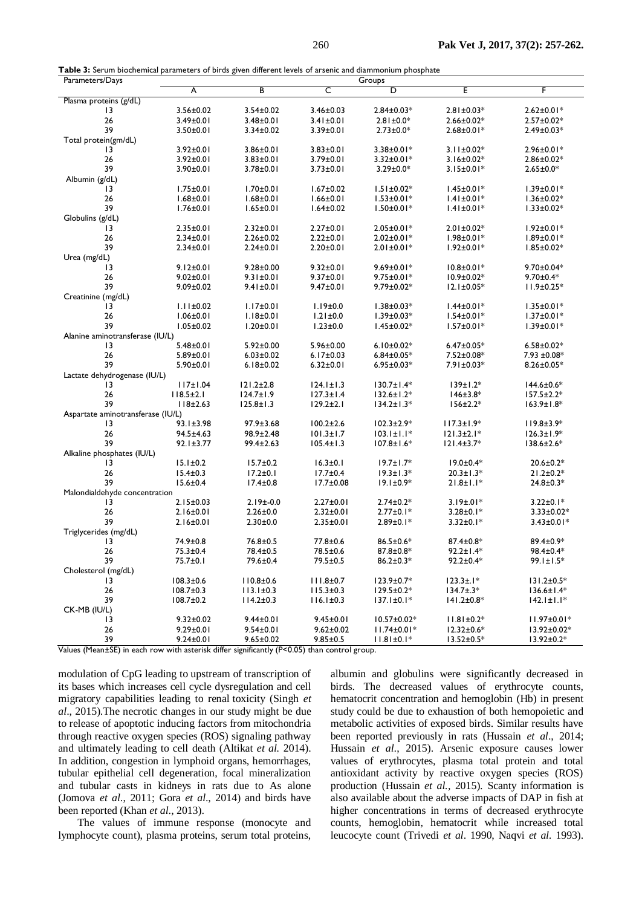**Table 3:** Serum biochemical parameters of birds given different levels of arsenic and diammonium phosphate

| Parameters/Days | Groups | | | | | |
|---|---|---|---|---|---|---|
| | A | B | C | D | E | F |
| Plasma proteins (g/dL) | | | | | | |
| 13 | 3.56±0.02 | 3.54±0.02 | 3.46±0.03 | 2.84±0.03* | 2.81±0.03* | 2.62±0.01* |
| 26 | 3.49±0.01 | 3.48±0.01 | 3.41±0.01 | 2.81±0.0* | 2.66±0.02* | 2.57±0.02* |
| 39 | 3.50±0.01 | 3.34±0.02 | 3.39±0.01 | 2.73±0.0* | 2.68±0.01* | 2.49±0.03* |
| Total protein(gm/dL) | | | | | | |
| 13 | 3.92±0.01 | 3.86±0.01 | 3.83±0.01 | 3.38±0.01* | 3.11±0.02* | 2.96±0.01* |
| 26 | 3.92±0.01 | 3.83±0.01 | 3.79±0.01 | 3.32±0.01* | 3.16±0.02* | 2.86±0.02* |
| 39 | 3.90±0.01 | 3.78±0.01 | 3.73±0.01 | 3.29±0.0* | 3.15±0.01* | 2.65±0.0* |
| Albumin (g/dL) | | | | | | |
| 13 | 1.75±0.01 | 1.70±0.01 | 1.67±0.02 | 1.51±0.02* | 1.45±0.01* | 1.39±0.01* |
| 26 | 1.68±0.01 | 1.68±0.01 | 1.66±0.01 | 1.53±0.01* | 1.41±0.01* | 1.36±0.02* |
| 39 | 1.76±0.01 | 1.65±0.01 | 1.64±0.02 | 1.50±0.01* | 1.41±0.01* | 1.33±0.02* |
| Globulins (g/dL) | | | | | | |
| 13 | 2.35±0.01 | 2.32±0.01 | 2.27±0.01 | 2.05±0.01* | 2.01±0.02* | 1.92±0.01* |
| 26 | 2.34±0.01 | 2.26±0.02 | 2.22±0.01 | 2.02±0.01* | 1.98±0.01* | 1.89±0.01* |
| 39 | 2.34±0.01 | 2.24±0.01 | 2.20±0.01 | 2.01±0.01* | 1.92±0.01* | 1.85±0.02* |
| Urea (mg/dL) | | | | | | |
| 13 | 9.12±0.01 | 9.28±0.00 | 9.32±0.01 | 9.69±0.01* | 10.8±0.01* | 9.70±0.04* |
| 26 | 9.02±0.01 | 9.31±0.01 | 9.37±0.01 | 9.75±0.01* | 10.9±0.02* | 9.70±0.4* |
| 39 | 9.09±0.02 | 9.41±0.01 | 9.47±0.01 | 9.79±0.02* | 12.1±0.05* | 11.9±0.25* |
| Creatinine (mg/dL) | | | | | | |
| 13 | 1.11±0.02 | 1.17±0.01 | 1.19±0.0 | 1.38±0.03* | 1.44±0.01* | 1.35±0.01* |
| 26 | 1.06±0.01 | 1.18±0.01 | 1.21±0.0 | 1.39±0.03* | 1.54±0.01* | 1.37±0.01* |
| 39 | 1.05±0.02 | 1.20±0.01 | 1.23±0.0 | 1.45±0.02* | 1.57±0.01* | 1.39±0.01* |
| Alanine aminotransferase (IU/L) | | | | | | |
| 13 | 5.48±0.01 | 5.92±0.00 | 5.96±0.00 | 6.10±0.02* | 6.47±0.05* | 6.58±0.02* |
| 26 | 5.89±0.01 | 6.03±0.02 | 6.17±0.03 | 6.84±0.05* | 7.52±0.08* | 7.93 ±0.08* |
| 39 | 5.90±0.01 | 6.18±0.02 | 6.32±0.01 | 6.95±0.03* | 7.91±0.03* | 8.26±0.05* |
| Lactate dehydrogenase (IU/L) | | | | | | |
| 13 | 117±1.04 | 121.2±2.8 | 124.1±1.3 | 130.7±1.4* | 139±1.2* | 144.6±0.6* |
| 26 | 118.5±2.1 | 124.7±1.9 | 127.3±1.4 | 132.6±1.2* | 146±3.8* | 157.5±2.2* |
| 39 | 118±2.63 | 125.8±1.3 | 129.2±2.1 | 134.2±1.3* | 156±2.2* | 163.9±1.8* |
| Aspartate aminotransferase (IU/L) | | | | | | |
| 13 | 93.1±3.98 | 97.9±3.68 | 100.2±2.6 | 102.3±2.9* | 117.3±1.9* | 119.8±3.9* |
| 26 | 94.5±4.63 | 98.9±2.48 | 101.3±1.7 | 103.1±1.1* | 121.3±2.1* | 126.3±1.9* |
| 39 | 92.1±3.77 | 99.4±2.63 | 105.4±1.3 | 107.8±1.6* | 121.4±3.7* | 138.6±2.6* |
| Alkaline phosphates (IU/L) | | | | | | |
| 13 | 15.1±0.2 | 15.7±0.2 | 16.3±0.1 | 19.7±1.7* | 19.0±0.4* | 20.6±0.2* |
| 26 | 15.4±0.3 | 17.2±0.1 | 17.7±0.4 | 19.3±1.3* | 20.3±1.3* | 21.2±0.2* |
| 39 | 15.6±0.4 | 17.4±0.8 | 17.7±0.08 | 19.1±0.9* | 21.8±1.1* | 24.8±0.3* |
| Malondialdehyde concentration | | | | | | |
| 13 | 2.15±0.03 | 2.19±-0.0 | 2.27±0.01 | 2.74±0.2* | 3.19±.01* | 3.22±0.1* |
| 26 | 2.16±0.01 | 2.26±0.0 | 2.32±0.01 | 2.77±0.1* | 3.28±0.1* | 3.33±0.02* |
| 39 | 2.16±0.01 | 2.30±0.0 | 2.35±0.01 | 2.89±0.1* | 3.32±0.1* | 3.43±0.01* |
| Triglycerides (mg/dL) | | | | | | |
| 13 | 74.9±0.8 | 76.8±0.5 | 77.8±0.6 | 86.5±0.6* | 87.4±0.8* | 89.4±0.9* |
| 26 | 75.3±0.4 | 78.4±0.5 | 78.5±0.6 | 87.8±0.8* | 92.2±1.4* | 98.4±0.4* |
| 39 | 75.7±0.1 | 79.6±0.4 | 79.5±0.5 | 86.2±0.3* | 92.2±0.4* | 99.1±1.5* |
| Cholesterol (mg/dL) | | | | | | |
| 13 | 108.3±0.6 | 110.8±0.6 | 111.8±0.7 | 123.9±0.7* | 123.3±.1* | 131.2±0.5* |
| 26 | 108.7±0.3 | 113.1±0.3 | 115.3±0.3 | 129.5±0.2* | 134.7±.3* | 136.6±1.4* |
| 39 | 108.7±0.2 | 114.2±0.3 | 116.1±0.3 | 137.1±0.1* | 141.2±0.8* | 142.1±1.1* |
| CK-MB (IU/L) | | | | | | |
| 13 | 9.32±0.02 | 9.44±0.01 | 9.45±0.01 | 10.57±0.02* | 11.81±0.2* | 11.97±0.01* |
| 26 | 9.29±0.01 | 9.54±0.01 | 9.62±0.02 | 11.74±0.01* | 12.32±0.6* | 13.92±0.02* |
| 39 | 9.24±0.01 | 9.65±0.02 | 9.85±0.5 | 11.81±0.1* | 13.52±0.5* | 13.92±0.2* |

Values (Mean±SE) in each row with asterisk differ significantly (P<0.05) than control group.

modulation of CpG leading to upstream of transcription of its bases which increases cell cycle dysregulation and cell migratory capabilities leading to renal toxicity (Singh *et al*., 2015).The necrotic changes in our study might be due to release of apoptotic inducing factors from mitochondria through reactive oxygen species (ROS) signaling pathway and ultimately leading to cell death (Altikat *et al.* 2014). In addition, congestion in lymphoid organs, hemorrhages, tubular epithelial cell degeneration, focal mineralization and tubular casts in kidneys in rats due to As alone (Jomova *et al*., 2011; Gora *et al*., 2014) and birds have been reported (Khan *et al*., 2013).

The values of immune response (monocyte and lymphocyte count), plasma proteins, serum total proteins, albumin and globulins were significantly decreased in birds. The decreased values of erythrocyte counts, hematocrit concentration and hemoglobin (Hb) in present study could be due to exhaustion of both hemopoietic and metabolic activities of exposed birds. Similar results have been reported previously in rats (Hussain *et al*., 2014; Hussain *et al*., 2015). Arsenic exposure causes lower values of erythrocytes, plasma total protein and total antioxidant activity by reactive oxygen species (ROS) production (Hussain *et al.*, 2015). Scanty information is also available about the adverse impacts of DAP in fish at higher concentrations in terms of decreased erythrocyte counts, hemoglobin, hematocrit while increased total leucocyte count (Trivedi *et al*. 1990, Naqvi *et al.* 1993).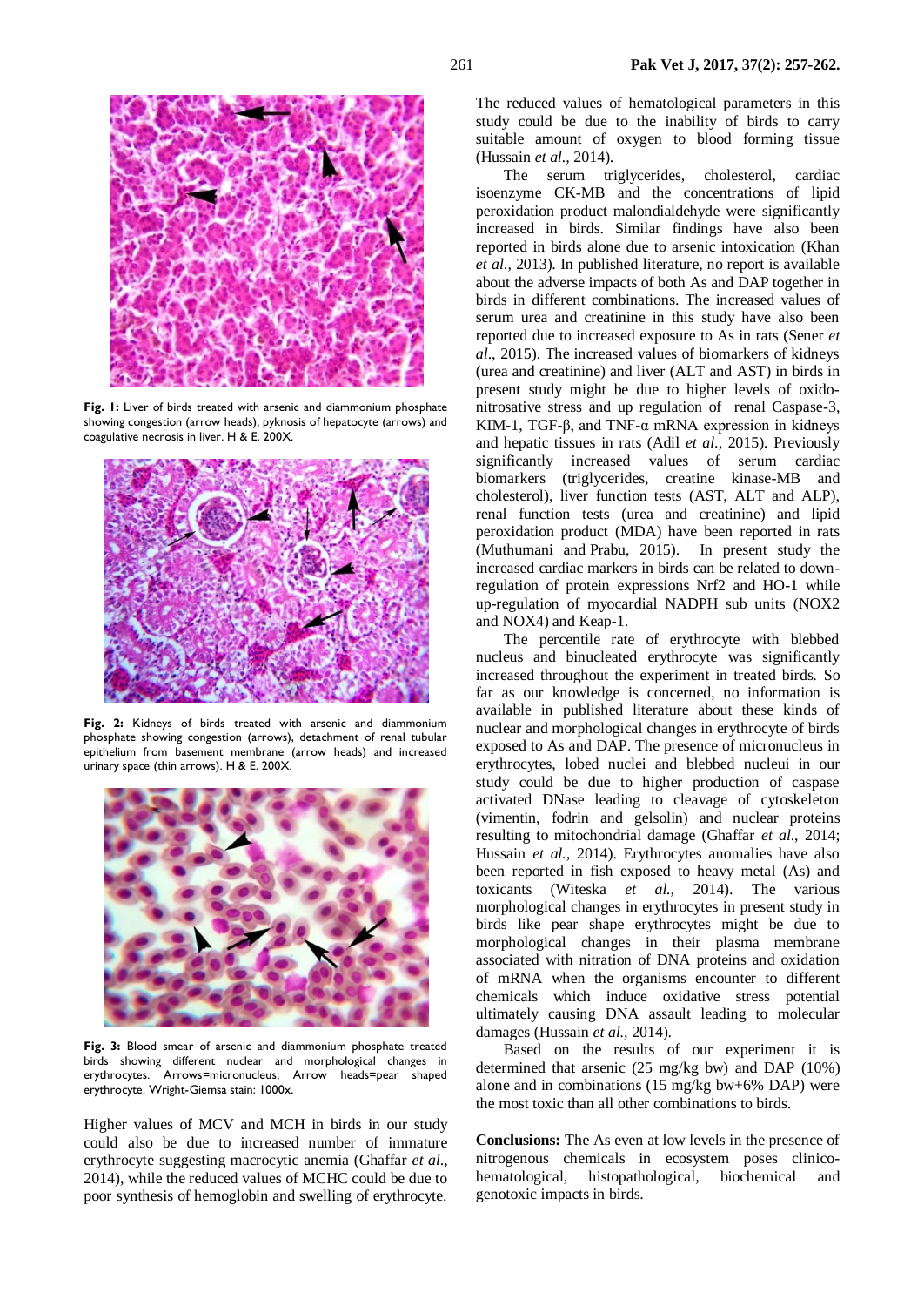**Fig. 1:** Liver of birds treated with arsenic and diammonium phosphate showing congestion (arrow heads), pyknosis of hepatocyte (arrows) and coagulative necrosis in liver. H & E. 200X.

**Fig. 2:** Kidneys of birds treated with arsenic and diammonium phosphate showing congestion (arrows), detachment of renal tubular epithelium from basement membrane (arrow heads) and increased urinary space (thin arrows). H & E. 200X.

**Fig. 3:** Blood smear of arsenic and diammonium phosphate treated birds showing different nuclear and morphological changes in erythrocytes. Arrows=micronucleus; Arrow heads=pear shaped erythrocyte. Wright-Giemsa stain: 1000x.

Higher values of MCV and MCH in birds in our study could also be due to increased number of immature erythrocyte suggesting macrocytic anemia (Ghaffar *et al*., 2014), while the reduced values of MCHC could be due to poor synthesis of hemoglobin and swelling of erythrocyte. The reduced values of hematological parameters in this study could be due to the inability of birds to carry suitable amount of oxygen to blood forming tissue (Hussain *et al.,* 2014).

The serum triglycerides, cholesterol, cardiac isoenzyme CK-MB and the concentrations of lipid peroxidation product malondialdehyde were significantly increased in birds. Similar findings have also been reported in birds alone due to arsenic intoxication (Khan *et al*., 2013). In published literature, no report is available about the adverse impacts of both As and DAP together in birds in different combinations. The increased values of serum urea and creatinine in this study have also been reported due to increased exposure to As in rats (Sener *et al*., 2015). The increased values of biomarkers of kidneys (urea and creatinine) and liver (ALT and AST) in birds in present study might be due to higher levels of oxido-nitrosative stress and up regulation of renal Caspase-3, KIM-1, TGF-β, and TNF-α mRNA expression in kidneys and hepatic tissues in rats (Adil *et al*., 2015). Previously significantly increased values of serum cardiac biomarkers (triglycerides, creatine kinase-MB and cholesterol), liver function tests (AST, ALT and ALP), renal function tests (urea and creatinine) and lipid peroxidation product (MDA) have been reported in rats (Muthumani and Prabu, 2015). In present study the increased cardiac markers in birds can be related to down-regulation of protein expressions Nrf2 and HO-1 while up-regulation of myocardial NADPH sub units (NOX2 and NOX4) and Keap-1.

The percentile rate of erythrocyte with blebbed nucleus and binucleated erythrocyte was significantly increased throughout the experiment in treated birds. So far as our knowledge is concerned, no information is available in published literature about these kinds of nuclear and morphological changes in erythrocyte of birds exposed to As and DAP. The presence of micronucleus in erythrocytes, lobed nuclei and blebbed nucleui in our study could be due to higher production of caspase activated DNase leading to cleavage of cytoskeleton (vimentin, fodrin and gelsolin) and nuclear proteins resulting to mitochondrial damage (Ghaffar *et al*., 2014; Hussain *et al.,* 2014). Erythrocytes anomalies have also been reported in fish exposed to heavy metal (As) and toxicants (Witeska *et al.,* 2014). The various morphological changes in erythrocytes in present study in birds like pear shape erythrocytes might be due to morphological changes in their plasma membrane associated with nitration of DNA proteins and oxidation of mRNA when the organisms encounter to different chemicals which induce oxidative stress potential ultimately causing DNA assault leading to molecular damages (Hussain *et al.*, 2014).

Based on the results of our experiment it is determined that arsenic (25 mg/kg bw) and DAP (10%) alone and in combinations (15 mg/kg bw+6% DAP) were the most toxic than all other combinations to birds.

**Conclusions:** The As even at low levels in the presence of nitrogenous chemicals in ecosystem poses clinico-hematological, histopathological, biochemical and genotoxic impacts in birds.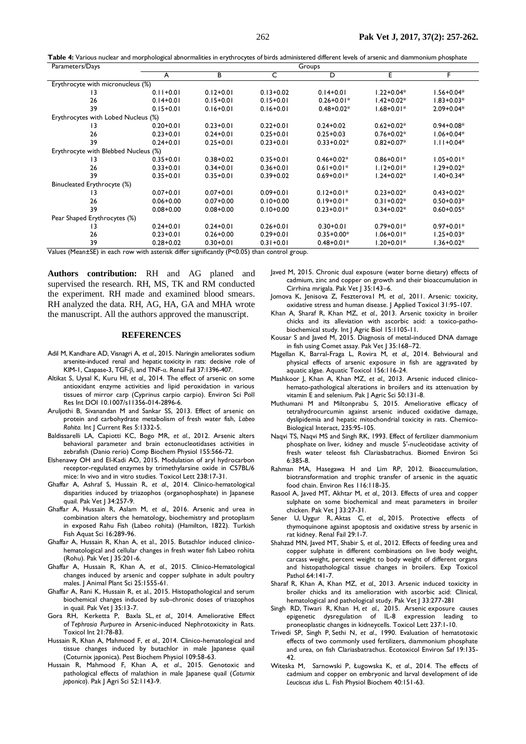**Table 4:** Various nuclear and morphological abnormalities in erythrocytes of birds administered different levels of arsenic and diammonium phosphate

| Parameters/Days | Groups | | | | | |
|---|---|---|---|---|---|---|
| | A | B | C | D | E | F |
| Erythrocyte with micronucleus (%) | | | | | | |
| 13 | 0.11+0.01 | 0.12+0.01 | 0.13+0.02 | 0.14+0.01 | 1.22+0.04* | 1.56+0.04* |
| 26 | 0.14+0.01 | 0.15+0.01 | 0.15+0.01 | 0.26+0.01* | 1.42+0.02* | 1.83+0.03* |
| 39 | 0.15+0.01 | 0.16+0.01 | 0.16+0.01 | 0.48+0.02* | 1.68+0.01* | 2.09+0.04* |
| Erythrocytes with Lobed Nucleus (%) | | | | | | |
| 13 | 0.20+0.01 | 0.23+0.01 | 0.22+0.01 | 0.24+0.02 | 0.62+0.02* | 0.94+0.08* |
| 26 | 0.23+0.01 | 0.24+0.01 | 0.25+0.01 | 0.25+0.03 | 0.76+0.02* | 1.06+0.04* |
| 39 | 0.24+0.01 | 0.25+0.01 | 0.23+0.01 | 0.33+0.02* | 0.82+0.07* | 1.11+0.04* |
| Erythrocyte with Blebbed Nucleus (%) | | | | | | |
| 13 | 0.35+0.01 | 0.38+0.02 | 0.35+0.01 | 0.46+0.02* | 0.86+0.01* | 1.05+0.01* |
| 26 | 0.33+0.01 | 0.34+0.01 | 0.36+0.01 | 0.61+0.01* | 1.12+0.01* | 1.29+0.02* |
| 39 | 0.35+0.01 | 0.35+0.01 | 0.39+0.02 | 0.69+0.01* | 1.24+0.02* | 1.40+0.34* |
| Binucleated Erythrocyte (%) | | | | | | |
| 13 | 0.07+0.01 | 0.07+0.01 | 0.09+0.01 | 0.12+0.01* | 0.23+0.02* | 0.43+0.02* |
| 26 | 0.06+0.00 | 0.07+0.00 | 0.10+0.00 | 0.19+0.01* | 0.31+0.02* | 0.50+0.03* |
| 39 | 0.08+0.00 | 0.08+0.00 | 0.10+0.00 | 0.23+0.01* | 0.34+0.02* | 0.60+0.05* |
| Pear Shaped Erythrocytes (%) | | | | | | |
| 13 | 0.24+0.01 | 0.24+0.01 | 0.26+0.01 | 0.30+0.01 | 0.79+0.01* | 0.97+0.01* |
| 26 | 0.23+0.01 | 0.26+0.00 | 0.29+0.01 | 0.35+0.00* | 1.06+0.01* | 1.25+0.03* |
| 39 | 0.28+0.02 | 0.30+0.01 | 0.31+0.01 | 0.48+0.01* | 1.20+0.01* | 1.36+0.02* |

Values (Mean±SE) in each row with asterisk differ significantly ($P<0.05$) than control group.

**Authors contribution:** RH and AG planed and supervised the research. RH, MS, TK and RM conducted the experiment. RH made and examined blood smears. RH analyzed the data. RH, AG, HA, GA and MHA wrote the manuscript. All the authors approved the manuscript.

## REFERENCES

- Adil M, Kandhare AD, Visnagri A, *et al*., 2015. Naringin ameliorates sodium arsenite-induced renal and hepatic toxicity in rats: decisive role of KIM-1, Caspase-3, TGF-β, and TNF-α. Renal Fail 37:1396-407.
- Altikat S, Uysal K, Kuru HI, *et al.,* 2014. The effect of arsenic on some antioxidant enzyme activities and lipid peroxidation in various tissues of mirror carp (Cyprinus carpio carpio). Environ Sci Poll Res Int DOI 10.1007/s11356-014-2896-6.
- Aruljothi B, Sivanandan M and Sankar SS, 2013. Effect of arsenic on protein and carbohydrate metabolism of fresh water fish, *Labeo Rohita.* Int J Current Res 5:1332-5.
- Baldissarelli LA, Capiotti KC, Bogo MR, *et al.*, 2012. Arsenic alters behavioral parameter and brain ectonucleotidases activities in zebrafish (Danio rerio) Comp Biochem Physiol 155:566-72.
- Elshenawy OH and El-Kadi AO, 2015. Modulation of aryl hydrocarbon receptor-regulated enzymes by trimethylarsine oxide in C57BL/6 mice: In vivo and in vitro studies. Toxicol Lett 238:17-31.
- Ghaffar A, Ashraf S, Hussain R, *et al.,* 2014. Clinico-hematological disparities induced by triazophos (organophosphate) in Japanese quail. Pak Vet J 34:257-9.
- Ghaffar A, Hussain R, Aslam M, *et al.,* 2016. Arsenic and urea in combination alters the hematology, biochemistry and protoplasm in exposed Rahu Fish (Labeo rohita) (Hamilton, 1822). Turkish Fish Aquat Sci 16:289-96.
- Ghaffar A, Hussain R, Khan A, et al., 2015. Butachlor induced clinico-hematological and cellular changes in fresh water fish Labeo rohita (Rohu). Pak Vet J 35:201-6.
- Ghaffar A, Hussain R, Khan A, *et al.,* 2015. Clinico-Hematological changes induced by arsenic and copper sulphate in adult poultry males. J Animal Plant Sci 25:1555-61.
- Ghaffar A, Rani K, Hussain R, et al., 2015. Histopathological and serum biochemical changes induced by sub-chronic doses of triazophos in quail. Pak Vet J 35:13-7.
- Gora RH, Kerketta P, Baxla SL, *et al.,* 2014. Ameliorative Effect of *Tephrosia Purpurea* in Arsenic-induced Nephrotoxicity in Rats. Toxicol Int 21:78-83.
- Hussain R, Khan A, Mahmood F, *et al.*, 2014. Clinico-hematological and tissue changes induced by butachlor in male Japanese quail (Coturnix japonica). Pest Biochem Physiol 109:58-63.
- Hussain R, Mahmood F, Khan A, *et al*., 2015. Genotoxic and pathological effects of malathion in male Japanese quail (*Coturnix japonica*). Pak J Agri Sci 52:1143-9.
- Javed M, 2015. Chronic dual exposure (water borne dietary) effects of cadmium, zinc and copper on growth and their bioaccumulation in Cirrhina mrigala. Pak Vet J 35:143–6.
- Jomova K, Jenisova Z, Feszterova1 M, *et al.,* 2011. Arsenic: toxicity, oxidative stress and human disease. J Applied Toxicol 31:95-107.
- Khan A, Sharaf R, Khan MZ, *et al.*, 2013. Arsenic toxicity in broiler chicks and its alleviation with ascorbic acid: a toxico-patho-biochemical study. Int J Agric Biol 15:1105-11.
- Kousar S and Javed M, 2015. Diagnosis of metal-induced DNA damage in fish using Comet assay. Pak Vet J 35:168–72.
- Magellan K, Barral-Fraga L, Rovira M, *et al.,* 2014. Behvioural and physical effects of arsenic exposure in fish are aggravated by aquatic algae. Aquatic Toxicol 156:116-24.
- Mashkoor J, Khan A, Khan MZ, *et al.,* 2013. Arsenic induced clinico-hemato-pathological alterations in broilers and its attenuation by vitamin E and selenium. Pak J Agric Sci 50:131-8.
- Muthumani M and Miltonprabu S, 2015. Ameliorative efficacy of tetrahydrocurcumin against arsenic induced oxidative damage, dyslipidemia and hepatic mitochondrial toxicity in rats. Chemico-Biological Interact, 235:95-105.
- Naqvi TS, Naqvi MS and Singh RK, 1993. Effect of fertilizer diammonium phosphate on liver, kidney and muscle 5'-nucleotidase activity of fresh water teleost fish Clariasbatrachus. Biomed Environ Sci 6:385-8.
- Rahman MA, Hasegawa H and Lim RP, 2012. Bioaccumulation, biotransformation and trophic transfer of arsenic in the aquatic food chain. Environ Res 116:118-35.
- Rasool A, Javed MT, Akhtar M, *et al.,* 2013. Effects of urea and copper sulphate on some biochemical and meat parameters in broiler chicken. Pak Vet J 33:27-31.
- Sener U, Uygur R, Aktas C, *et al.,* 2015. Protective effects of thymoquinone against apoptosis and oxidative stress by arsenic in rat kidney. Renal Fail 29:1-7.
- Shahzad MN, Javed MT, Shabir S, *et al.*, 2012. Effects of feeding urea and copper sulphate in different combinations on live body weight, carcass weight, percent weight to body weight of different organs and histopathological tissue changes in broilers. Exp Toxicol Pathol 64:141-7.
- Sharaf R, Khan A, Khan MZ, *et al.,* 2013. Arsenic induced toxicity in broiler chicks and its amelioration with ascorbic acid: Clinical, hematological and pathological study. Pak Vet J 33:277-281
- Singh RD, Tiwari R, Khan H, *et al.*, 2015. Arsenic exposure causes epigenetic dysregulation of IL-8 expression leading to proneoplastic changes in kidneycells. Toxicol Lett 237:1-10.
- Trivedi SP, Singh P, Sethi N, *et al*., 1990. Evaluation of hematotoxic effects of two commonly used fertilizers, diammonium phosphate and urea, on fish Clariasbatrachus. Ecotoxicol Environ Saf 19:135-42.
- Witeska M, Sarnowski P, Ługowska K, *et al*., 2014. The effects of cadmium and copper on embryonic and larval development of ide *Leuciscus idus* L. Fish Physiol Biochem 40:151-63.